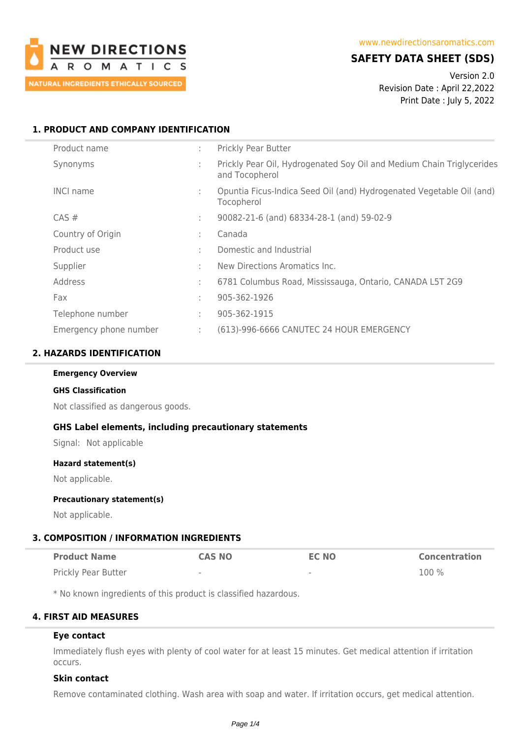NEW DIRECTIONS AROMATICS

NATURAL INGREDIENTS ETHICALLY SOURCED

www.newdirectionsaromatics.com

# SAFETY DATA SHEET (SDS)

Version 2.0
Revision Date : April 22,2022
Print Date : July 5, 2022

## 1. PRODUCT AND COMPANY IDENTIFICATION

| | | |
|---|---|---|
| Product name | : | Prickly Pear Butter |
| Synonyms | : | Prickly Pear Oil, Hydrogenated Soy Oil and Medium Chain Triglycerides and Tocopherol |
| INCI name | : | Opuntia Ficus-Indica Seed Oil (and) Hydrogenated Vegetable Oil (and) Tocopherol |
| CAS # | : | 90082-21-6 (and) 68334-28-1 (and) 59-02-9 |
| Country of Origin | : | Canada |
| Product use | : | Domestic and Industrial |
| Supplier | : | New Directions Aromatics Inc. |
| Address | : | 6781 Columbus Road, Mississauga, Ontario, CANADA L5T 2G9 |
| Fax | : | 905-362-1926 |
| Telephone number | : | 905-362-1915 |
| Emergency phone number | : | (613)-996-6666 CANUTEC 24 HOUR EMERGENCY |

## 2. HAZARDS IDENTIFICATION

**Emergency Overview**

**GHS Classification**

Not classified as dangerous goods.

**GHS Label elements, including precautionary statements**

Signal: Not applicable

**Hazard statement(s)**

Not applicable.

**Precautionary statement(s)**

Not applicable.

## 3. COMPOSITION / INFORMATION INGREDIENTS

| Product Name | CAS NO | EC NO | Concentration |
|---|---|---|---|
| Prickly Pear Butter | - | - | 100 % |

* No known ingredients of this product is classified hazardous.

## 4. FIRST AID MEASURES

**Eye contact**

Immediately flush eyes with plenty of cool water for at least 15 minutes. Get medical attention if irritation occurs.

**Skin contact**

Remove contaminated clothing. Wash area with soap and water. If irritation occurs, get medical attention.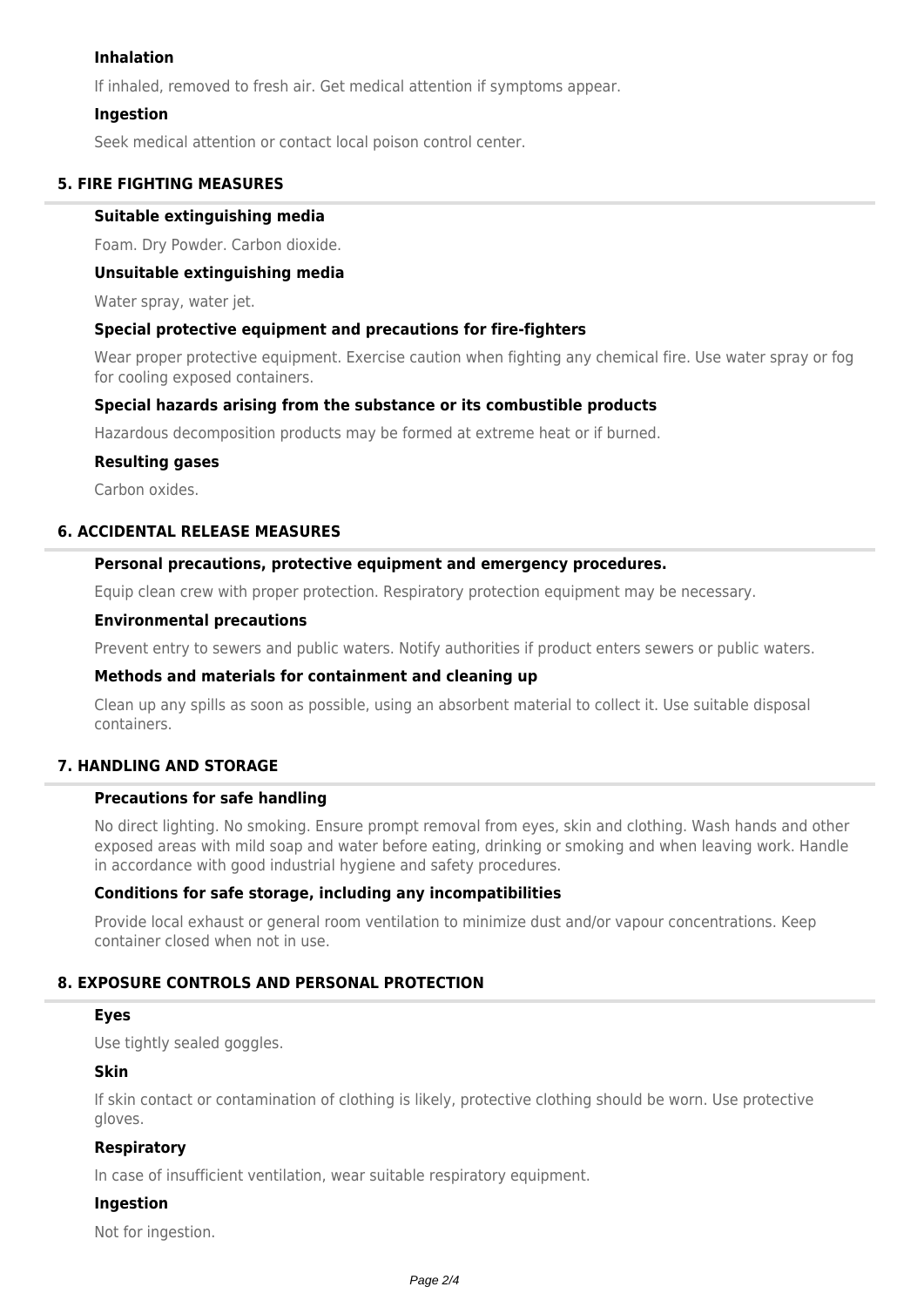### Inhalation

If inhaled, removed to fresh air. Get medical attention if symptoms appear.

### Ingestion

Seek medical attention or contact local poison control center.

## 5. FIRE FIGHTING MEASURES

### Suitable extinguishing media

Foam. Dry Powder. Carbon dioxide.

### Unsuitable extinguishing media

Water spray, water jet.

### Special protective equipment and precautions for fire-fighters

Wear proper protective equipment. Exercise caution when fighting any chemical fire. Use water spray or fog for cooling exposed containers.

### Special hazards arising from the substance or its combustible products

Hazardous decomposition products may be formed at extreme heat or if burned.

### Resulting gases

Carbon oxides.

## 6. ACCIDENTAL RELEASE MEASURES

### Personal precautions, protective equipment and emergency procedures.

Equip clean crew with proper protection. Respiratory protection equipment may be necessary.

### Environmental precautions

Prevent entry to sewers and public waters. Notify authorities if product enters sewers or public waters.

### Methods and materials for containment and cleaning up

Clean up any spills as soon as possible, using an absorbent material to collect it. Use suitable disposal containers.

## 7. HANDLING AND STORAGE

### Precautions for safe handling

No direct lighting. No smoking. Ensure prompt removal from eyes, skin and clothing. Wash hands and other exposed areas with mild soap and water before eating, drinking or smoking and when leaving work. Handle in accordance with good industrial hygiene and safety procedures.

### Conditions for safe storage, including any incompatibilities

Provide local exhaust or general room ventilation to minimize dust and/or vapour concentrations. Keep container closed when not in use.

## 8. EXPOSURE CONTROLS AND PERSONAL PROTECTION

### Eyes

Use tightly sealed goggles.

### Skin

If skin contact or contamination of clothing is likely, protective clothing should be worn. Use protective gloves.

### Respiratory

In case of insufficient ventilation, wear suitable respiratory equipment.

### Ingestion

Not for ingestion.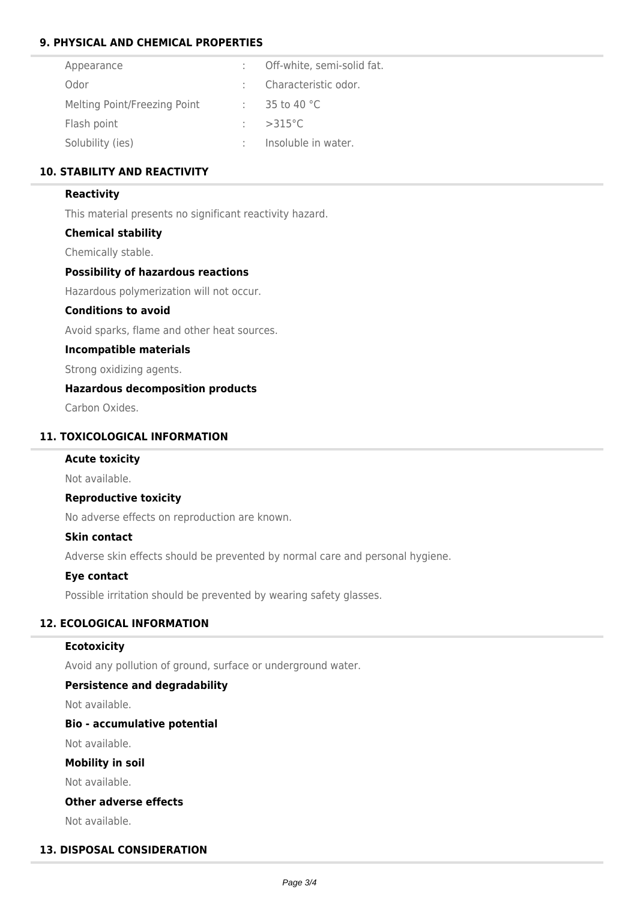## 9. PHYSICAL AND CHEMICAL PROPERTIES

| | | |
|---|---|---|
| Appearance | : | Off-white, semi-solid fat. |
| Odor | : | Characteristic odor. |
| Melting Point/Freezing Point | : | 35 to 40 °C |
| Flash point | : | >315°C |
| Solubility (ies) | : | Insoluble in water. |

## 10. STABILITY AND REACTIVITY

**Reactivity**

This material presents no significant reactivity hazard.

**Chemical stability**

Chemically stable.

**Possibility of hazardous reactions**

Hazardous polymerization will not occur.

**Conditions to avoid**

Avoid sparks, flame and other heat sources.

**Incompatible materials**

Strong oxidizing agents.

**Hazardous decomposition products**

Carbon Oxides.

## 11. TOXICOLOGICAL INFORMATION

**Acute toxicity**

Not available.

**Reproductive toxicity**

No adverse effects on reproduction are known.

**Skin contact**

Adverse skin effects should be prevented by normal care and personal hygiene.

**Eye contact**

Possible irritation should be prevented by wearing safety glasses.

## 12. ECOLOGICAL INFORMATION

**Ecotoxicity**

Avoid any pollution of ground, surface or underground water.

**Persistence and degradability**

Not available.

**Bio - accumulative potential**

Not available.

**Mobility in soil**

Not available.

**Other adverse effects**

Not available.

## 13. DISPOSAL CONSIDERATION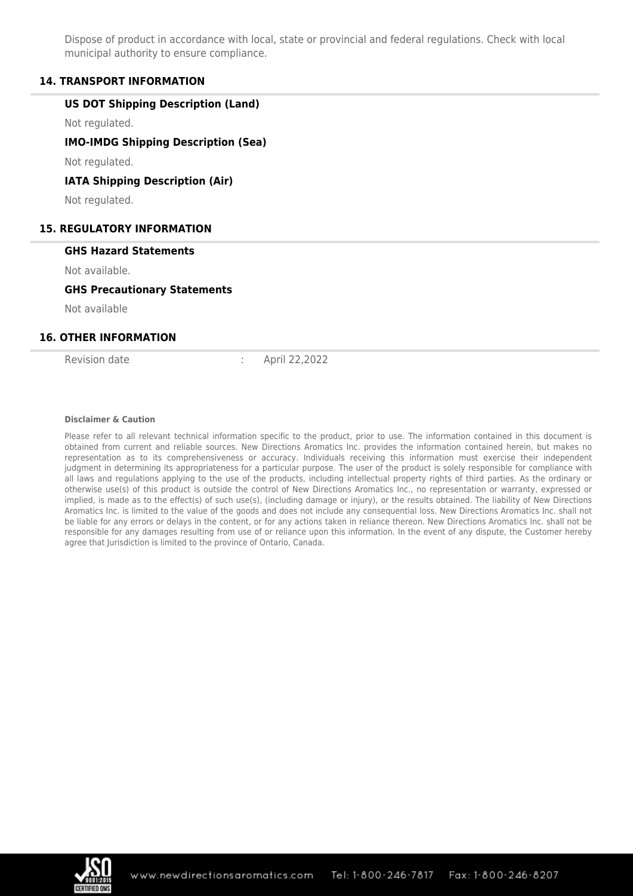Dispose of product in accordance with local, state or provincial and federal regulations. Check with local municipal authority to ensure compliance.

## 14. TRANSPORT INFORMATION

**US DOT Shipping Description (Land)**

Not regulated.

**IMO-IMDG Shipping Description (Sea)**

Not regulated.

**IATA Shipping Description (Air)**

Not regulated.

## 15. REGULATORY INFORMATION

**GHS Hazard Statements**

Not available.

**GHS Precautionary Statements**

Not available

## 16. OTHER INFORMATION

Revision date : April 22,2022

**Disclaimer & Caution**

Please refer to all relevant technical information specific to the product, prior to use. The information contained in this document is obtained from current and reliable sources. New Directions Aromatics Inc. provides the information contained herein, but makes no representation as to its comprehensiveness or accuracy. Individuals receiving this information must exercise their independent judgment in determining its appropriateness for a particular purpose. The user of the product is solely responsible for compliance with all laws and regulations applying to the use of the products, including intellectual property rights of third parties. As the ordinary or otherwise use(s) of this product is outside the control of New Directions Aromatics Inc., no representation or warranty, expressed or implied, is made as to the effect(s) of such use(s), (including damage or injury), or the results obtained. The liability of New Directions Aromatics Inc. is limited to the value of the goods and does not include any consequential loss. New Directions Aromatics Inc. shall not be liable for any errors or delays in the content, or for any actions taken in reliance thereon. New Directions Aromatics Inc. shall not be responsible for any damages resulting from use of or reliance upon this information. In the event of any dispute, the Customer hereby agree that Jurisdiction is limited to the province of Ontario, Canada.